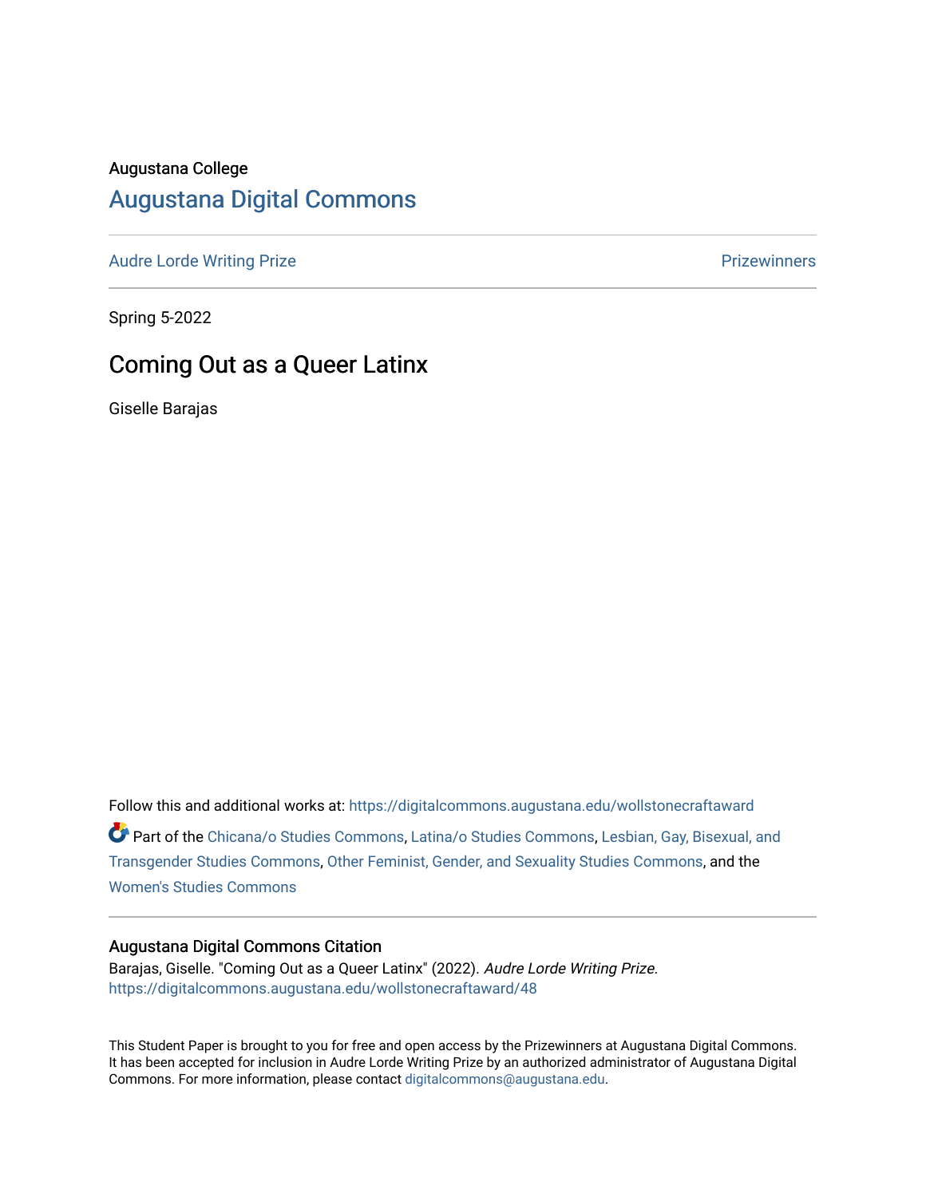Augustana College

# Augustana Digital Commons

Audre Lorde Writing Prize | Prizewinners

Spring 5-2022

## Coming Out as a Queer Latinx

Giselle Barajas

Follow this and additional works at: https://digitalcommons.augustana.edu/wollstonecraftaward

Part of the Chicana/o Studies Commons, Latina/o Studies Commons, Lesbian, Gay, Bisexual, and Transgender Studies Commons, Other Feminist, Gender, and Sexuality Studies Commons, and the Women's Studies Commons

### Augustana Digital Commons Citation

Barajas, Giselle. "Coming Out as a Queer Latinx" (2022). *Audre Lorde Writing Prize.* https://digitalcommons.augustana.edu/wollstonecraftaward/48

This Student Paper is brought to you for free and open access by the Prizewinners at Augustana Digital Commons. It has been accepted for inclusion in Audre Lorde Writing Prize by an authorized administrator of Augustana Digital Commons. For more information, please contact digitalcommons@augustana.edu.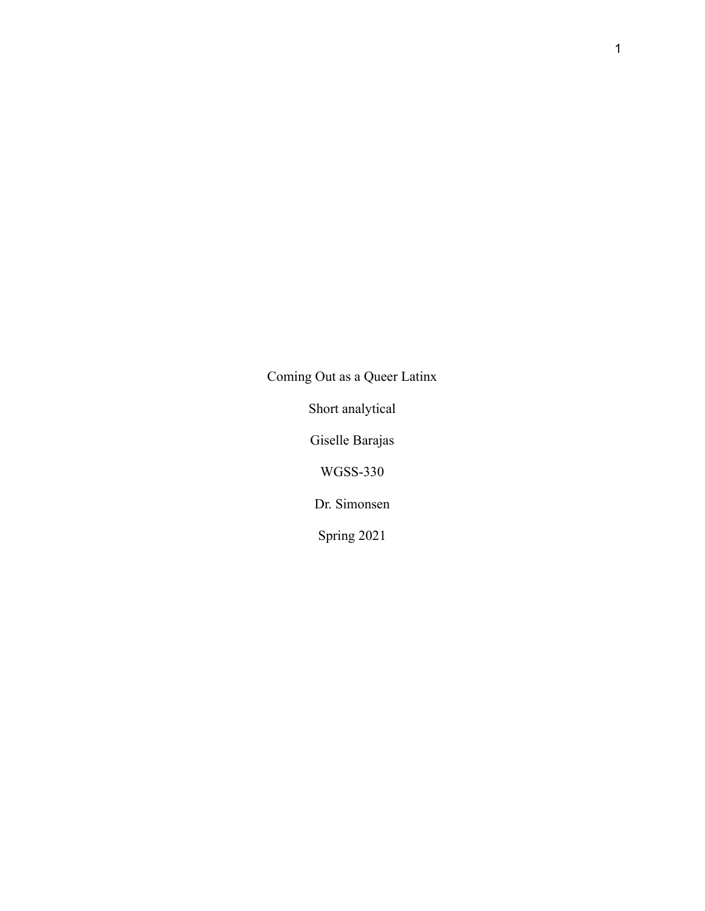Coming Out as a Queer Latinx

Short analytical

Giselle Barajas

WGSS-330

Dr. Simonsen

Spring 2021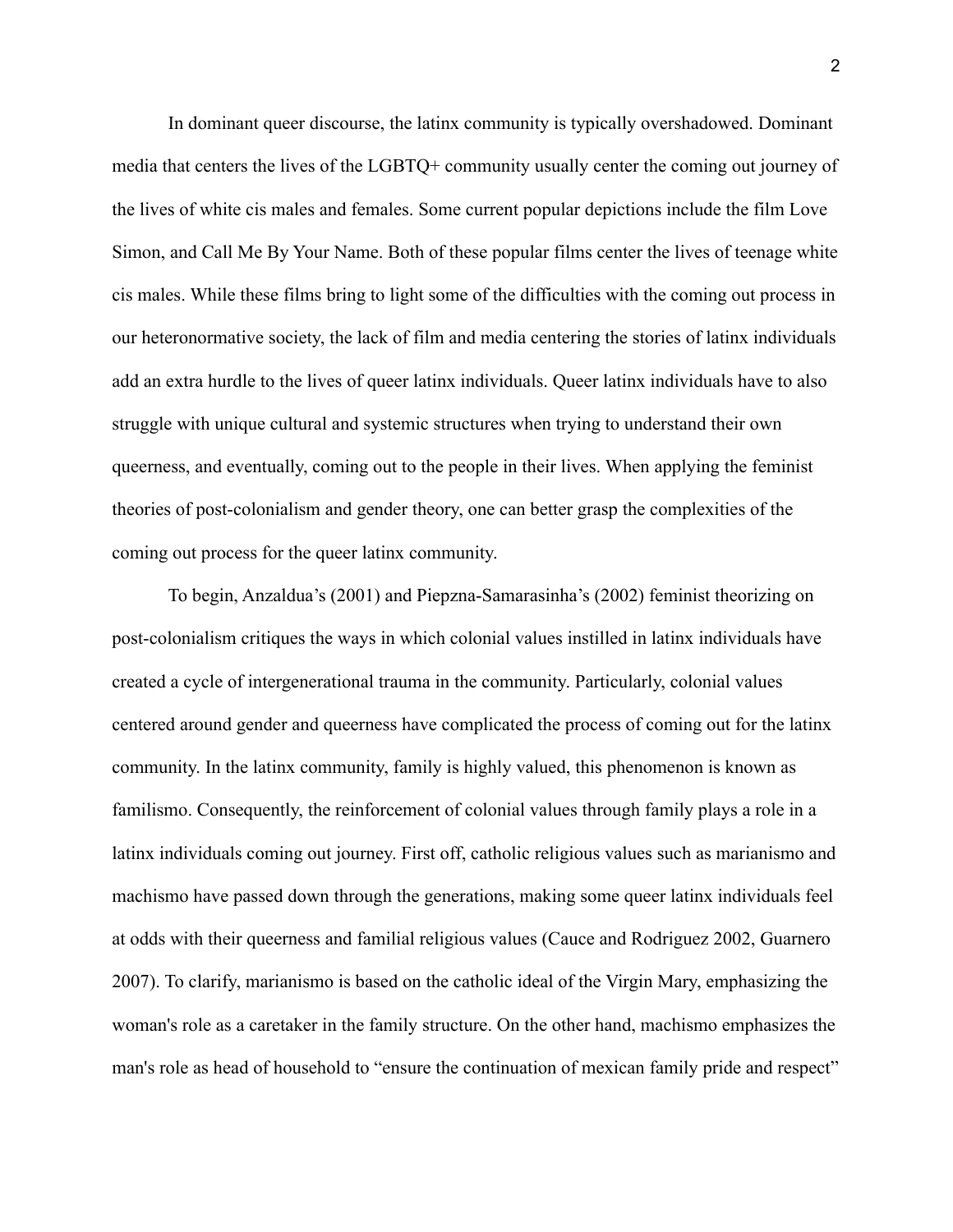In dominant queer discourse, the latinx community is typically overshadowed. Dominant media that centers the lives of the LGBTQ+ community usually center the coming out journey of the lives of white cis males and females. Some current popular depictions include the film Love Simon, and Call Me By Your Name. Both of these popular films center the lives of teenage white cis males. While these films bring to light some of the difficulties with the coming out process in our heteronormative society, the lack of film and media centering the stories of latinx individuals add an extra hurdle to the lives of queer latinx individuals. Queer latinx individuals have to also struggle with unique cultural and systemic structures when trying to understand their own queerness, and eventually, coming out to the people in their lives. When applying the feminist theories of post-colonialism and gender theory, one can better grasp the complexities of the coming out process for the queer latinx community.

To begin, Anzaldua's (2001) and Piepzna-Samarasinha's (2002) feminist theorizing on post-colonialism critiques the ways in which colonial values instilled in latinx individuals have created a cycle of intergenerational trauma in the community. Particularly, colonial values centered around gender and queerness have complicated the process of coming out for the latinx community. In the latinx community, family is highly valued, this phenomenon is known as familismo. Consequently, the reinforcement of colonial values through family plays a role in a latinx individuals coming out journey. First off, catholic religious values such as marianismo and machismo have passed down through the generations, making some queer latinx individuals feel at odds with their queerness and familial religious values (Cauce and Rodriguez 2002, Guarnero 2007). To clarify, marianismo is based on the catholic ideal of the Virgin Mary, emphasizing the woman's role as a caretaker in the family structure. On the other hand, machismo emphasizes the man's role as head of household to "ensure the continuation of mexican family pride and respect"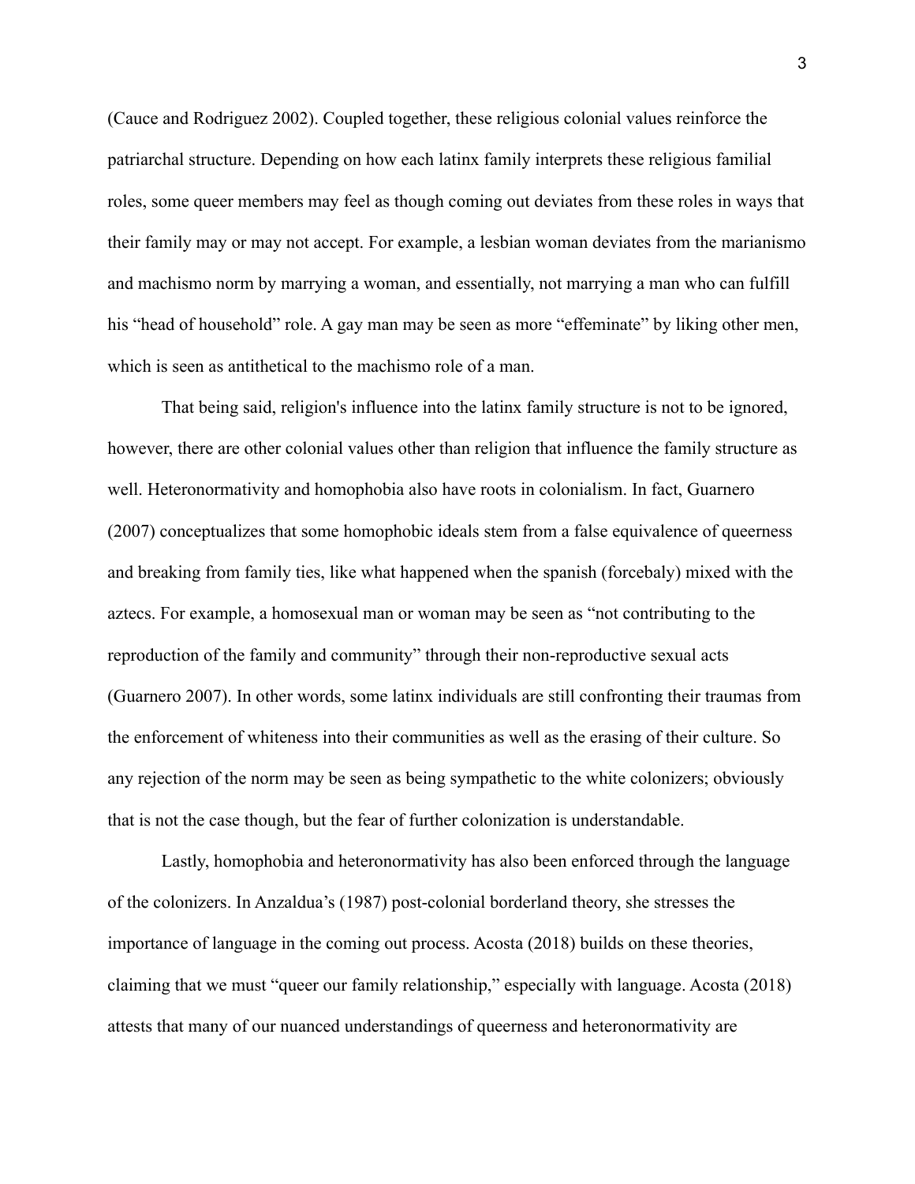(Cauce and Rodriguez 2002). Coupled together, these religious colonial values reinforce the patriarchal structure. Depending on how each latinx family interprets these religious familial roles, some queer members may feel as though coming out deviates from these roles in ways that their family may or may not accept. For example, a lesbian woman deviates from the marianismo and machismo norm by marrying a woman, and essentially, not marrying a man who can fulfill his "head of household" role. A gay man may be seen as more "effeminate" by liking other men, which is seen as antithetical to the machismo role of a man.

That being said, religion's influence into the latinx family structure is not to be ignored, however, there are other colonial values other than religion that influence the family structure as well. Heteronormativity and homophobia also have roots in colonialism. In fact, Guarnero (2007) conceptualizes that some homophobic ideals stem from a false equivalence of queerness and breaking from family ties, like what happened when the spanish (forcebaly) mixed with the aztecs. For example, a homosexual man or woman may be seen as "not contributing to the reproduction of the family and community" through their non-reproductive sexual acts (Guarnero 2007). In other words, some latinx individuals are still confronting their traumas from the enforcement of whiteness into their communities as well as the erasing of their culture. So any rejection of the norm may be seen as being sympathetic to the white colonizers; obviously that is not the case though, but the fear of further colonization is understandable.

Lastly, homophobia and heteronormativity has also been enforced through the language of the colonizers. In Anzaldua's (1987) post-colonial borderland theory, she stresses the importance of language in the coming out process. Acosta (2018) builds on these theories, claiming that we must "queer our family relationship," especially with language. Acosta (2018) attests that many of our nuanced understandings of queerness and heteronormativity are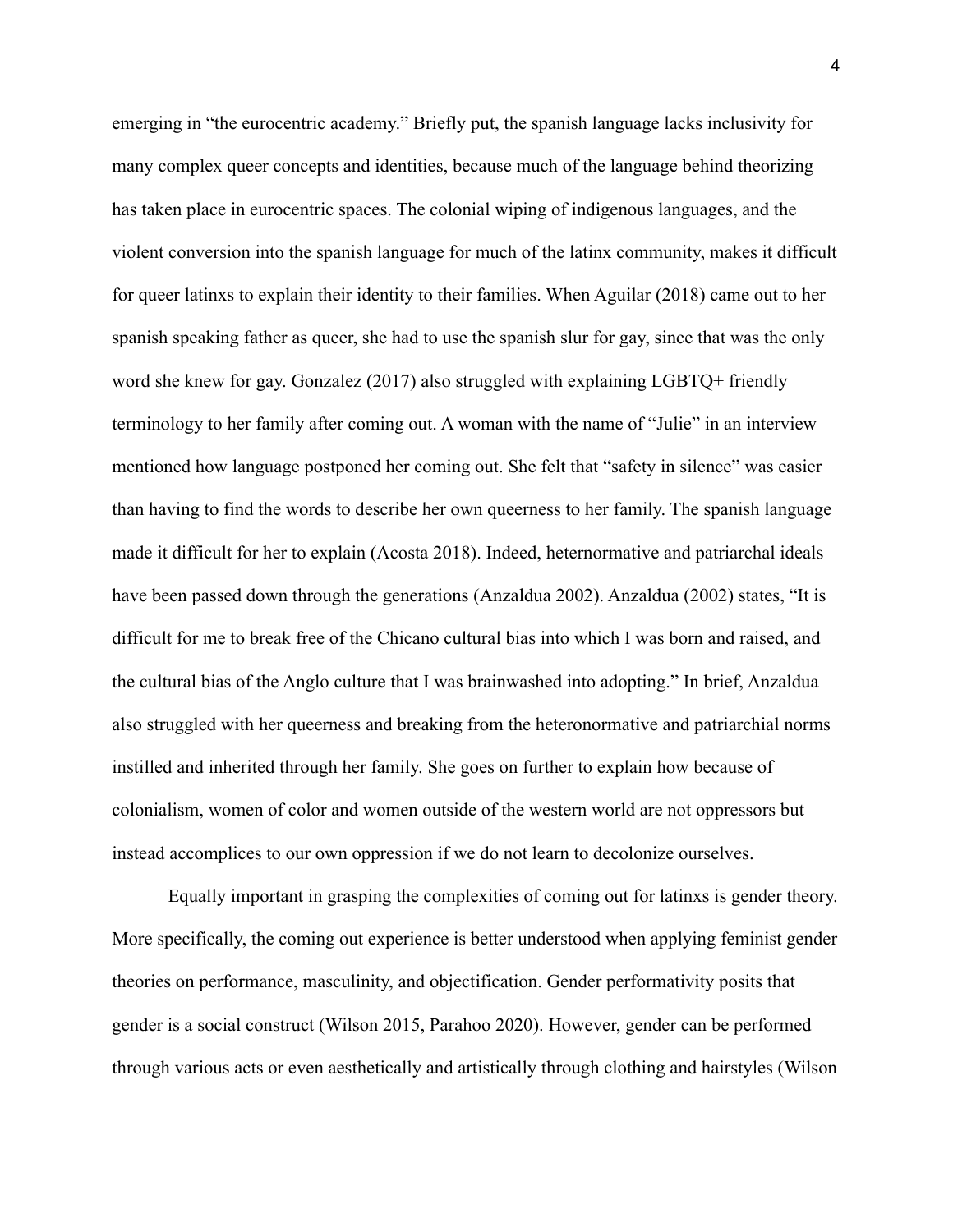emerging in "the eurocentric academy." Briefly put, the spanish language lacks inclusivity for many complex queer concepts and identities, because much of the language behind theorizing has taken place in eurocentric spaces. The colonial wiping of indigenous languages, and the violent conversion into the spanish language for much of the latinx community, makes it difficult for queer latinxs to explain their identity to their families. When Aguilar (2018) came out to her spanish speaking father as queer, she had to use the spanish slur for gay, since that was the only word she knew for gay. Gonzalez (2017) also struggled with explaining LGBTQ+ friendly terminology to her family after coming out. A woman with the name of "Julie" in an interview mentioned how language postponed her coming out. She felt that "safety in silence" was easier than having to find the words to describe her own queerness to her family. The spanish language made it difficult for her to explain (Acosta 2018). Indeed, heternormative and patriarchal ideals have been passed down through the generations (Anzaldua 2002). Anzaldua (2002) states, "It is difficult for me to break free of the Chicano cultural bias into which I was born and raised, and the cultural bias of the Anglo culture that I was brainwashed into adopting." In brief, Anzaldua also struggled with her queerness and breaking from the heteronormative and patriarchial norms instilled and inherited through her family. She goes on further to explain how because of colonialism, women of color and women outside of the western world are not oppressors but instead accomplices to our own oppression if we do not learn to decolonize ourselves.

Equally important in grasping the complexities of coming out for latinxs is gender theory. More specifically, the coming out experience is better understood when applying feminist gender theories on performance, masculinity, and objectification. Gender performativity posits that gender is a social construct (Wilson 2015, Parahoo 2020). However, gender can be performed through various acts or even aesthetically and artistically through clothing and hairstyles (Wilson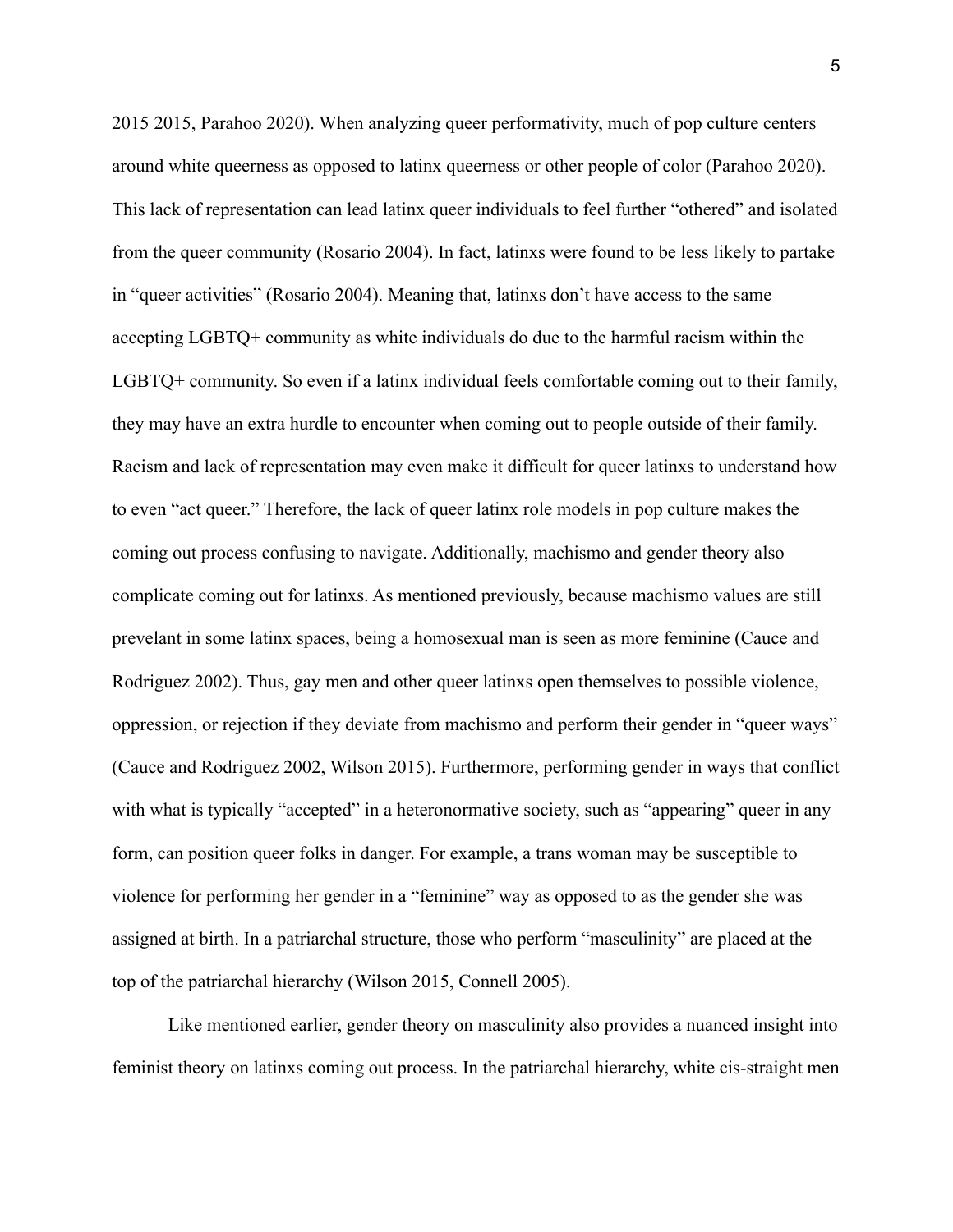2015 2015, Parahoo 2020). When analyzing queer performativity, much of pop culture centers around white queerness as opposed to latinx queerness or other people of color (Parahoo 2020). This lack of representation can lead latinx queer individuals to feel further "othered" and isolated from the queer community (Rosario 2004). In fact, latinxs were found to be less likely to partake in "queer activities" (Rosario 2004). Meaning that, latinxs don't have access to the same accepting LGBTQ+ community as white individuals do due to the harmful racism within the LGBTQ+ community. So even if a latinx individual feels comfortable coming out to their family, they may have an extra hurdle to encounter when coming out to people outside of their family. Racism and lack of representation may even make it difficult for queer latinxs to understand how to even "act queer." Therefore, the lack of queer latinx role models in pop culture makes the coming out process confusing to navigate. Additionally, machismo and gender theory also complicate coming out for latinxs. As mentioned previously, because machismo values are still prevelant in some latinx spaces, being a homosexual man is seen as more feminine (Cauce and Rodriguez 2002). Thus, gay men and other queer latinxs open themselves to possible violence, oppression, or rejection if they deviate from machismo and perform their gender in "queer ways" (Cauce and Rodriguez 2002, Wilson 2015). Furthermore, performing gender in ways that conflict with what is typically "accepted" in a heteronormative society, such as "appearing" queer in any form, can position queer folks in danger. For example, a trans woman may be susceptible to violence for performing her gender in a "feminine" way as opposed to as the gender she was assigned at birth. In a patriarchal structure, those who perform "masculinity" are placed at the top of the patriarchal hierarchy (Wilson 2015, Connell 2005).

Like mentioned earlier, gender theory on masculinity also provides a nuanced insight into feminist theory on latinxs coming out process. In the patriarchal hierarchy, white cis-straight men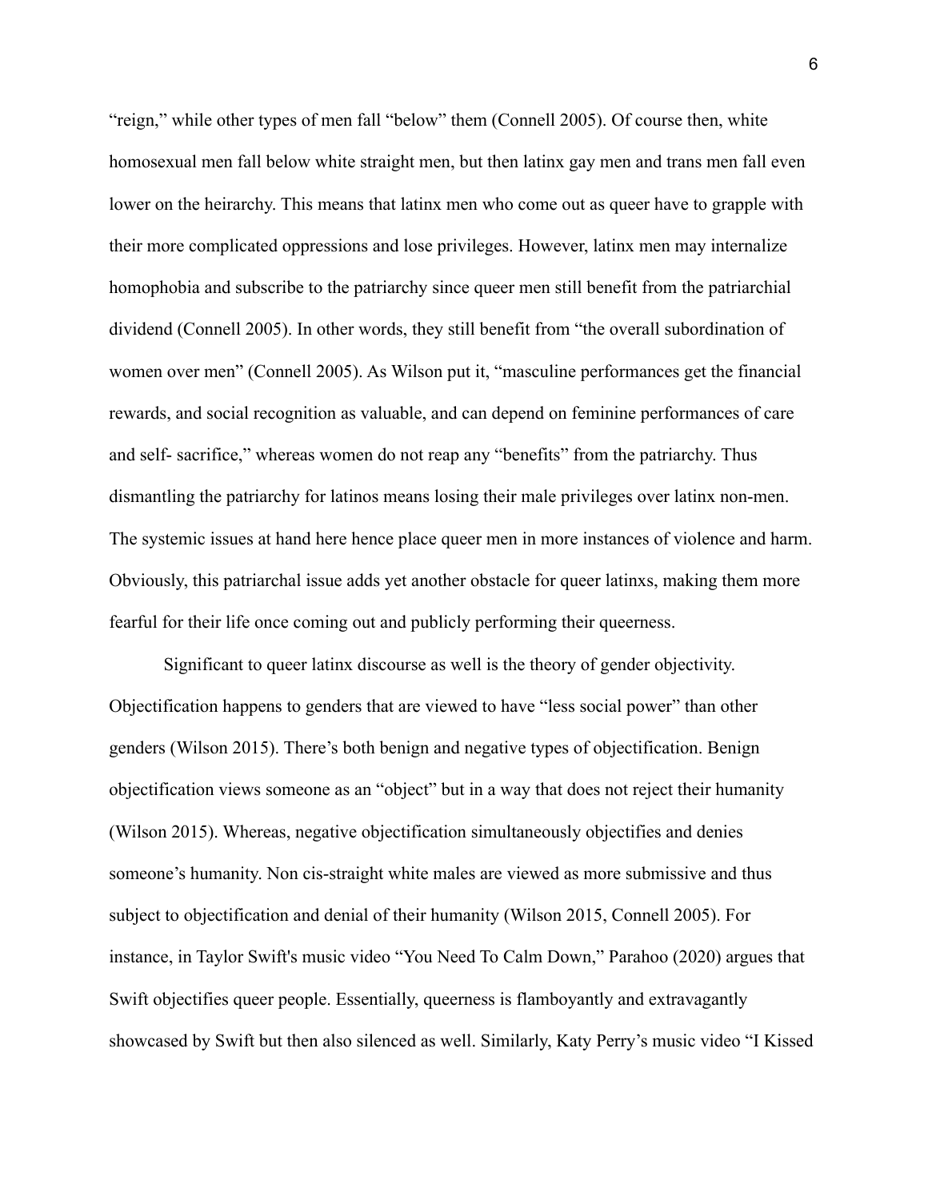"reign," while other types of men fall "below" them (Connell 2005). Of course then, white homosexual men fall below white straight men, but then latinx gay men and trans men fall even lower on the heirarchy. This means that latinx men who come out as queer have to grapple with their more complicated oppressions and lose privileges. However, latinx men may internalize homophobia and subscribe to the patriarchy since queer men still benefit from the patriarchial dividend (Connell 2005). In other words, they still benefit from "the overall subordination of women over men" (Connell 2005). As Wilson put it, "masculine performances get the financial rewards, and social recognition as valuable, and can depend on feminine performances of care and self- sacrifice," whereas women do not reap any "benefits" from the patriarchy. Thus dismantling the patriarchy for latinos means losing their male privileges over latinx non-men. The systemic issues at hand here hence place queer men in more instances of violence and harm. Obviously, this patriarchal issue adds yet another obstacle for queer latinxs, making them more fearful for their life once coming out and publicly performing their queerness.

Significant to queer latinx discourse as well is the theory of gender objectivity. Objectification happens to genders that are viewed to have "less social power" than other genders (Wilson 2015). There's both benign and negative types of objectification. Benign objectification views someone as an "object" but in a way that does not reject their humanity (Wilson 2015). Whereas, negative objectification simultaneously objectifies and denies someone's humanity. Non cis-straight white males are viewed as more submissive and thus subject to objectification and denial of their humanity (Wilson 2015, Connell 2005). For instance, in Taylor Swift's music video "You Need To Calm Down," Parahoo (2020) argues that Swift objectifies queer people. Essentially, queerness is flamboyantly and extravagantly showcased by Swift but then also silenced as well. Similarly, Katy Perry's music video "I Kissed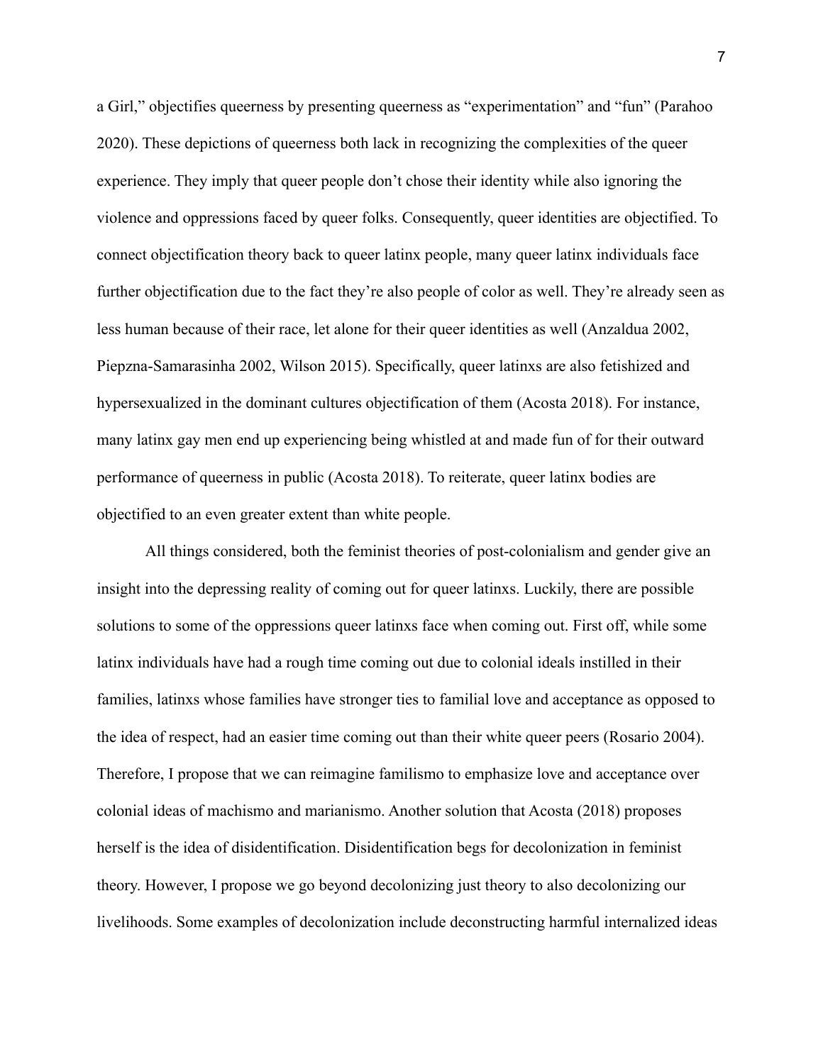a Girl," objectifies queerness by presenting queerness as "experimentation" and "fun" (Parahoo 2020). These depictions of queerness both lack in recognizing the complexities of the queer experience. They imply that queer people don't chose their identity while also ignoring the violence and oppressions faced by queer folks. Consequently, queer identities are objectified. To connect objectification theory back to queer latinx people, many queer latinx individuals face further objectification due to the fact they're also people of color as well. They're already seen as less human because of their race, let alone for their queer identities as well (Anzaldua 2002, Piepzna-Samarasinha 2002, Wilson 2015). Specifically, queer latinxs are also fetishized and hypersexualized in the dominant cultures objectification of them (Acosta 2018). For instance, many latinx gay men end up experiencing being whistled at and made fun of for their outward performance of queerness in public (Acosta 2018). To reiterate, queer latinx bodies are objectified to an even greater extent than white people.

All things considered, both the feminist theories of post-colonialism and gender give an insight into the depressing reality of coming out for queer latinxs. Luckily, there are possible solutions to some of the oppressions queer latinxs face when coming out. First off, while some latinx individuals have had a rough time coming out due to colonial ideals instilled in their families, latinxs whose families have stronger ties to familial love and acceptance as opposed to the idea of respect, had an easier time coming out than their white queer peers (Rosario 2004). Therefore, I propose that we can reimagine familismo to emphasize love and acceptance over colonial ideas of machismo and marianismo. Another solution that Acosta (2018) proposes herself is the idea of disidentification. Disidentification begs for decolonization in feminist theory. However, I propose we go beyond decolonizing just theory to also decolonizing our livelihoods. Some examples of decolonization include deconstructing harmful internalized ideas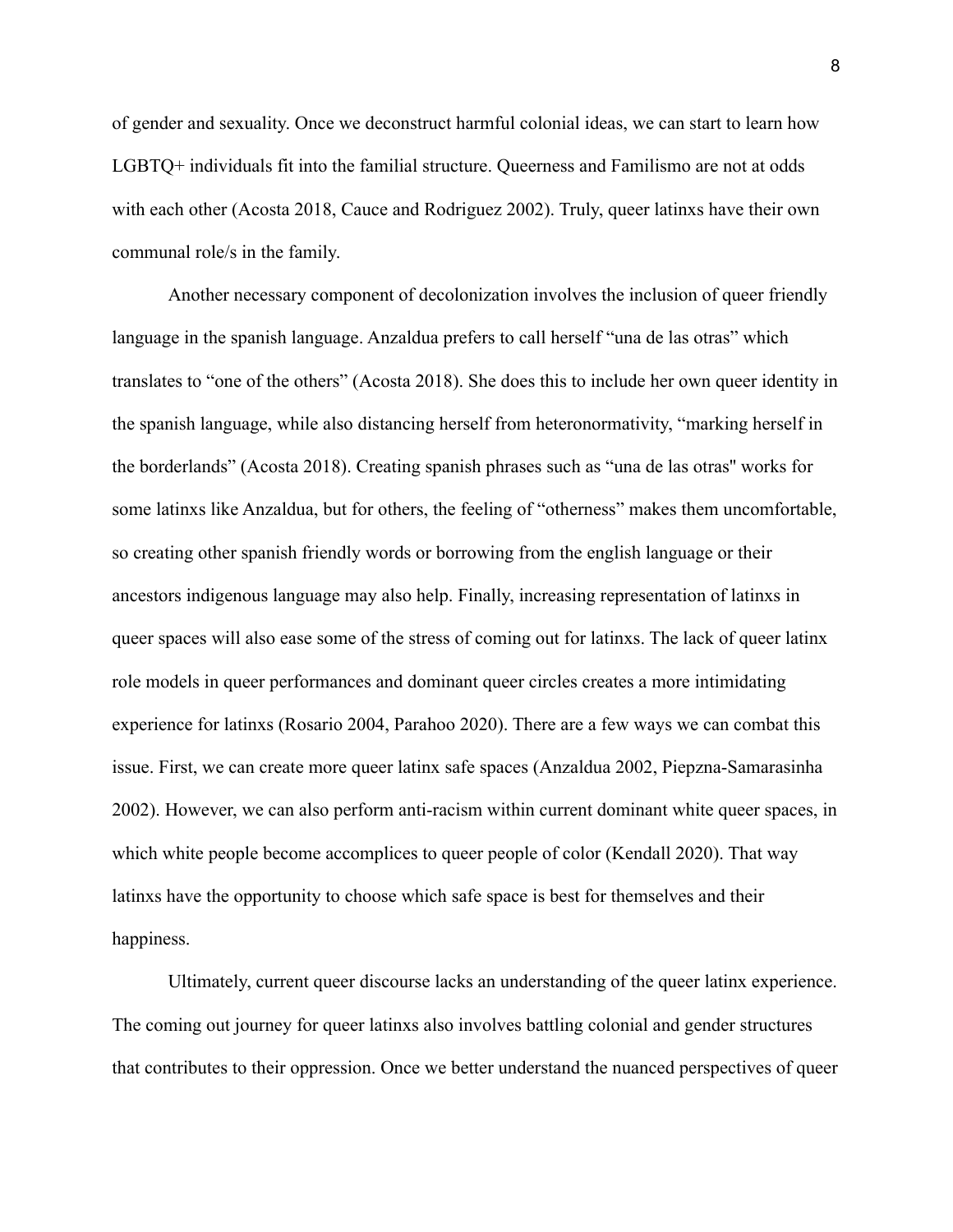of gender and sexuality. Once we deconstruct harmful colonial ideas, we can start to learn how LGBTQ+ individuals fit into the familial structure. Queerness and Familismo are not at odds with each other (Acosta 2018, Cauce and Rodriguez 2002). Truly, queer latinxs have their own communal role/s in the family.

Another necessary component of decolonization involves the inclusion of queer friendly language in the spanish language. Anzaldua prefers to call herself "una de las otras" which translates to "one of the others" (Acosta 2018). She does this to include her own queer identity in the spanish language, while also distancing herself from heteronormativity, "marking herself in the borderlands" (Acosta 2018). Creating spanish phrases such as "una de las otras" works for some latinxs like Anzaldua, but for others, the feeling of "otherness" makes them uncomfortable, so creating other spanish friendly words or borrowing from the english language or their ancestors indigenous language may also help. Finally, increasing representation of latinxs in queer spaces will also ease some of the stress of coming out for latinxs. The lack of queer latinx role models in queer performances and dominant queer circles creates a more intimidating experience for latinxs (Rosario 2004, Parahoo 2020). There are a few ways we can combat this issue. First, we can create more queer latinx safe spaces (Anzaldua 2002, Piepzna-Samarasinha 2002). However, we can also perform anti-racism within current dominant white queer spaces, in which white people become accomplices to queer people of color (Kendall 2020). That way latinxs have the opportunity to choose which safe space is best for themselves and their happiness.

Ultimately, current queer discourse lacks an understanding of the queer latinx experience. The coming out journey for queer latinxs also involves battling colonial and gender structures that contributes to their oppression. Once we better understand the nuanced perspectives of queer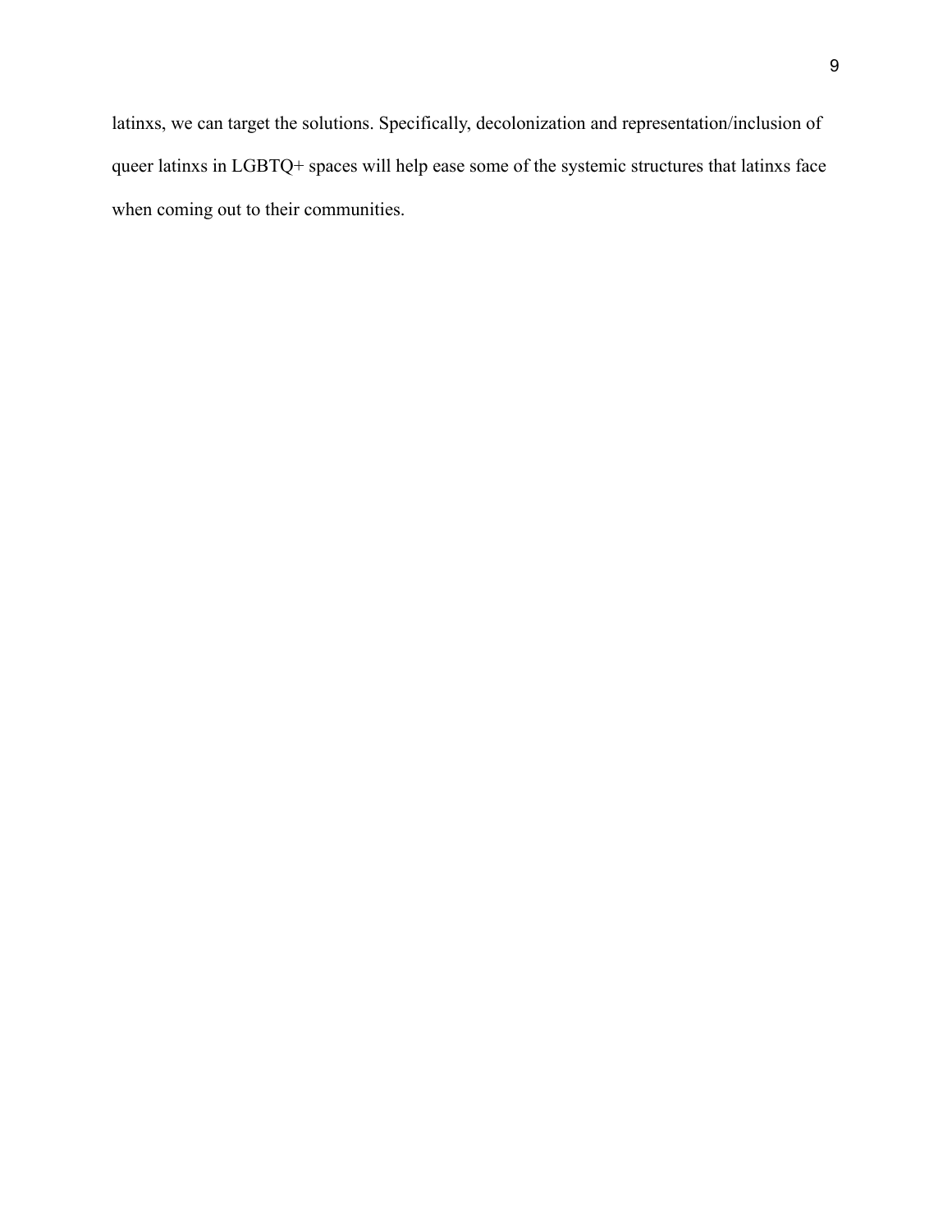latinxs, we can target the solutions. Specifically, decolonization and representation/inclusion of queer latinxs in LGBTQ+ spaces will help ease some of the systemic structures that latinxs face when coming out to their communities.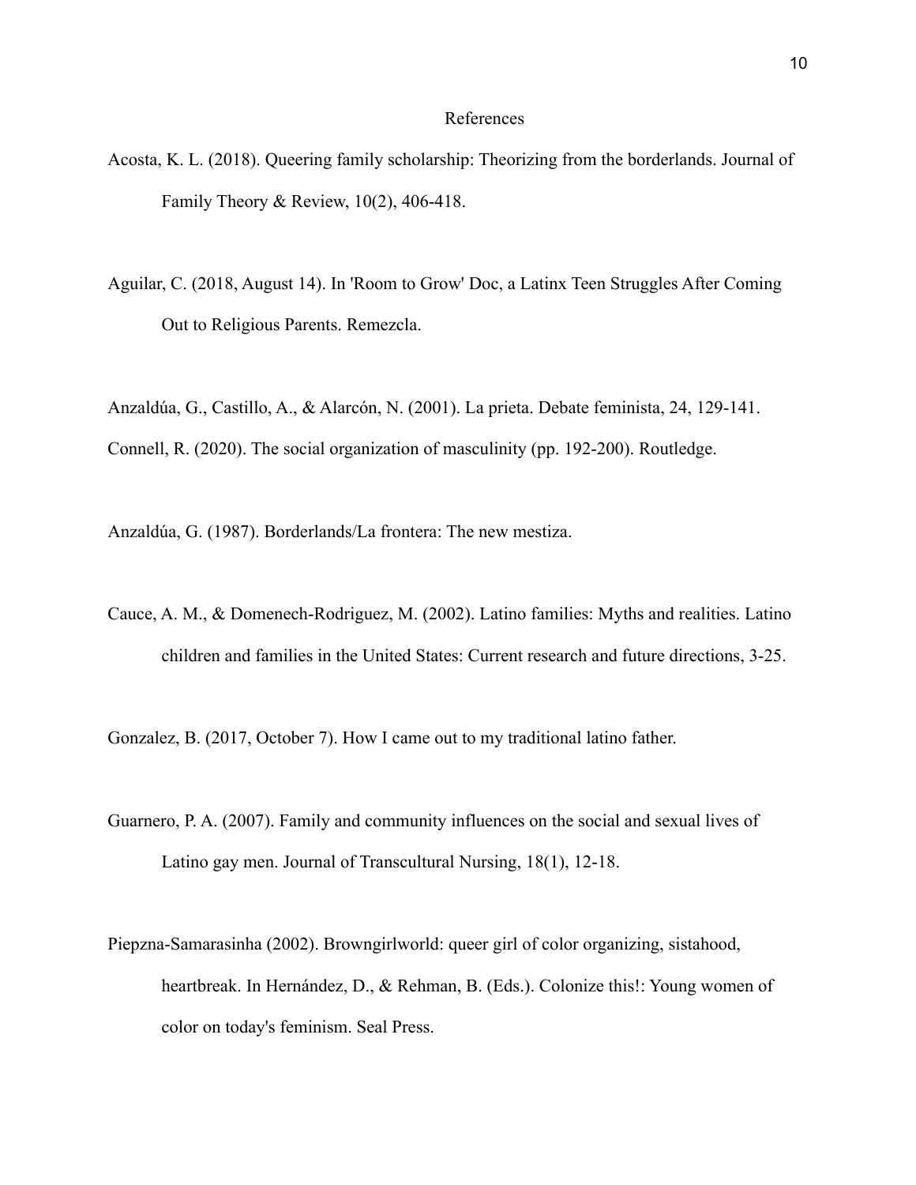# References

Acosta, K. L. (2018). Queering family scholarship: Theorizing from the borderlands. Journal of Family Theory & Review, 10(2), 406-418.

Aguilar, C. (2018, August 14). In 'Room to Grow' Doc, a Latinx Teen Struggles After Coming Out to Religious Parents. Remezcla.

Anzaldúa, G., Castillo, A., & Alarcón, N. (2001). La prieta. Debate feminista, 24, 129-141.

Connell, R. (2020). The social organization of masculinity (pp. 192-200). Routledge.

Anzaldúa, G. (1987). Borderlands/La frontera: The new mestiza.

Cauce, A. M., & Domenech-Rodriguez, M. (2002). Latino families: Myths and realities. Latino children and families in the United States: Current research and future directions, 3-25.

Gonzalez, B. (2017, October 7). How I came out to my traditional latino father.

Guarnero, P. A. (2007). Family and community influences on the social and sexual lives of Latino gay men. Journal of Transcultural Nursing, 18(1), 12-18.

Piepzna-Samarasinha (2002). Browngirlworld: queer girl of color organizing, sistahood, heartbreak. In Hernández, D., & Rehman, B. (Eds.). Colonize this!: Young women of color on today's feminism. Seal Press.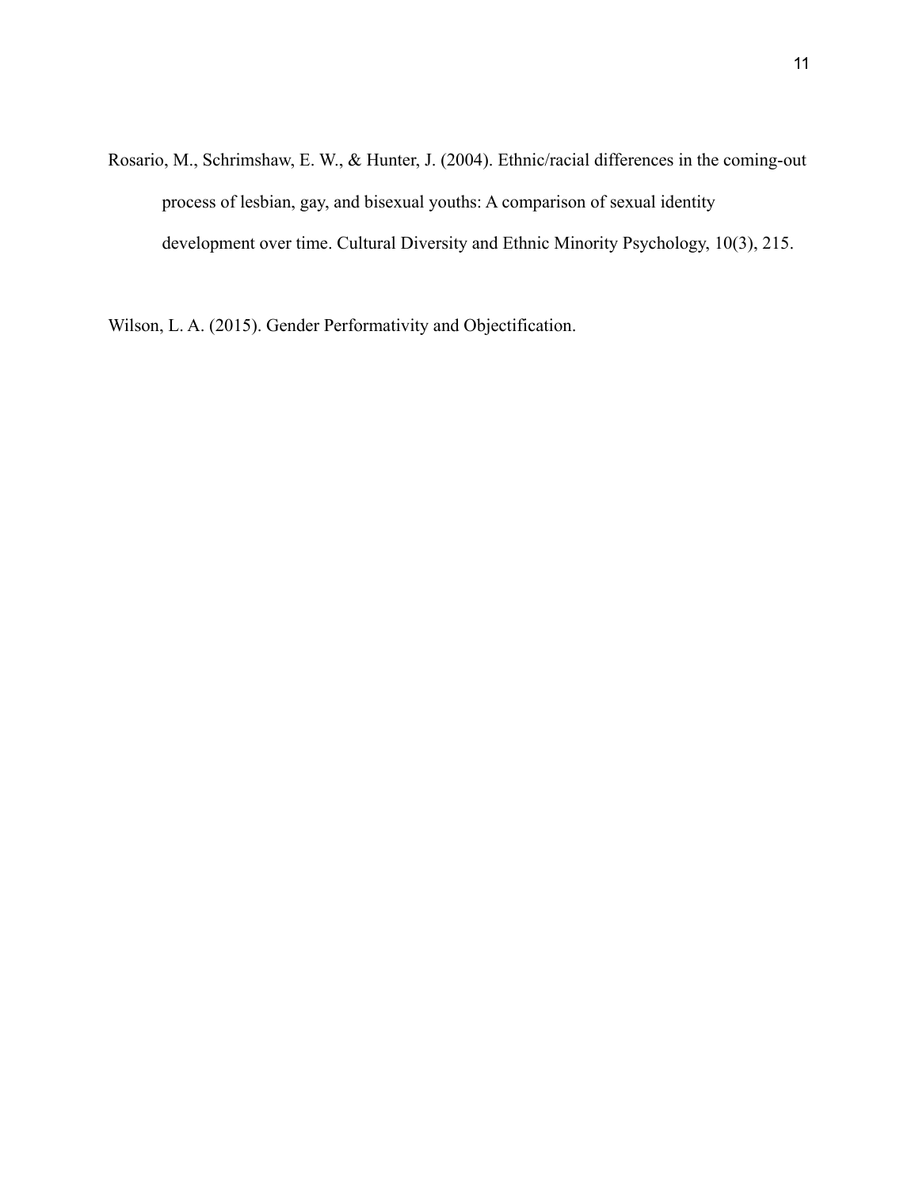Rosario, M., Schrimshaw, E. W., & Hunter, J. (2004). Ethnic/racial differences in the coming-out process of lesbian, gay, and bisexual youths: A comparison of sexual identity development over time. Cultural Diversity and Ethnic Minority Psychology, 10(3), 215.

Wilson, L. A. (2015). Gender Performativity and Objectification.